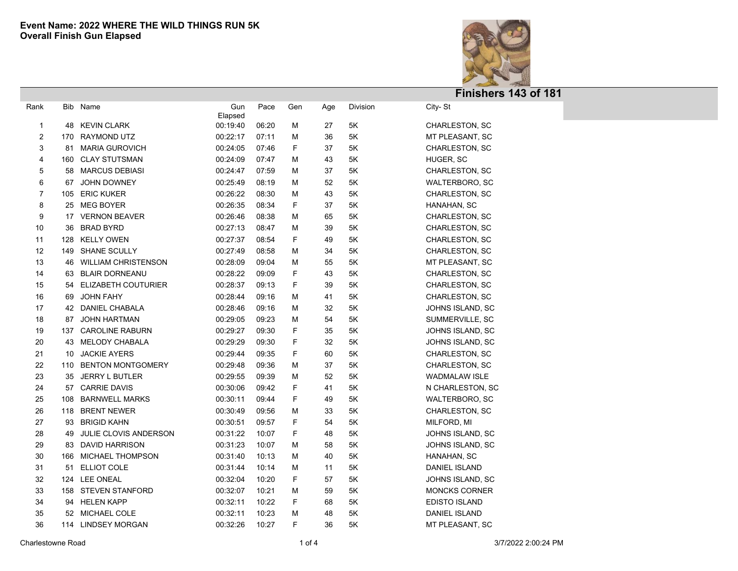**Event Name: 2022 WHERE THE WILD THINGS RUN 5K**
**Overall Finish Gun Elapsed**

**Finishers 143 of 181**

| Rank | Bib | Name | Gun Elapsed | Pace | Gen | Age | Division | City- St |
|---|---|---|---|---|---|---|---|---|
| 1 | 48 | KEVIN CLARK | 00:19:40 | 06:20 | M | 27 | 5K | CHARLESTON, SC |
| 2 | 170 | RAYMOND UTZ | 00:22:17 | 07:11 | M | 36 | 5K | MT PLEASANT, SC |
| 3 | 81 | MARIA GUROVICH | 00:24:05 | 07:46 | F | 37 | 5K | CHARLESTON, SC |
| 4 | 160 | CLAY STUTSMAN | 00:24:09 | 07:47 | M | 43 | 5K | HUGER, SC |
| 5 | 58 | MARCUS DEBIASI | 00:24:47 | 07:59 | M | 37 | 5K | CHARLESTON, SC |
| 6 | 67 | JOHN DOWNEY | 00:25:49 | 08:19 | M | 52 | 5K | WALTERBORO, SC |
| 7 | 105 | ERIC KUKER | 00:26:22 | 08:30 | M | 43 | 5K | CHARLESTON, SC |
| 8 | 25 | MEG BOYER | 00:26:35 | 08:34 | F | 37 | 5K | HANAHAN, SC |
| 9 | 17 | VERNON BEAVER | 00:26:46 | 08:38 | M | 65 | 5K | CHARLESTON, SC |
| 10 | 36 | BRAD BYRD | 00:27:13 | 08:47 | M | 39 | 5K | CHARLESTON, SC |
| 11 | 128 | KELLY OWEN | 00:27:37 | 08:54 | F | 49 | 5K | CHARLESTON, SC |
| 12 | 149 | SHANE SCULLY | 00:27:49 | 08:58 | M | 34 | 5K | CHARLESTON, SC |
| 13 | 46 | WILLIAM CHRISTENSON | 00:28:09 | 09:04 | M | 55 | 5K | MT PLEASANT, SC |
| 14 | 63 | BLAIR DORNEANU | 00:28:22 | 09:09 | F | 43 | 5K | CHARLESTON, SC |
| 15 | 54 | ELIZABETH COUTURIER | 00:28:37 | 09:13 | F | 39 | 5K | CHARLESTON, SC |
| 16 | 69 | JOHN FAHY | 00:28:44 | 09:16 | M | 41 | 5K | CHARLESTON, SC |
| 17 | 42 | DANIEL CHABALA | 00:28:46 | 09:16 | M | 32 | 5K | JOHNS ISLAND, SC |
| 18 | 87 | JOHN HARTMAN | 00:29:05 | 09:23 | M | 54 | 5K | SUMMERVILLE, SC |
| 19 | 137 | CAROLINE RABURN | 00:29:27 | 09:30 | F | 35 | 5K | JOHNS ISLAND, SC |
| 20 | 43 | MELODY CHABALA | 00:29:29 | 09:30 | F | 32 | 5K | JOHNS ISLAND, SC |
| 21 | 10 | JACKIE AYERS | 00:29:44 | 09:35 | F | 60 | 5K | CHARLESTON, SC |
| 22 | 110 | BENTON MONTGOMERY | 00:29:48 | 09:36 | M | 37 | 5K | CHARLESTON, SC |
| 23 | 35 | JERRY L BUTLER | 00:29:55 | 09:39 | M | 52 | 5K | WADMALAW ISLE |
| 24 | 57 | CARRIE DAVIS | 00:30:06 | 09:42 | F | 41 | 5K | N CHARLESTON, SC |
| 25 | 108 | BARNWELL MARKS | 00:30:11 | 09:44 | F | 49 | 5K | WALTERBORO, SC |
| 26 | 118 | BRENT NEWER | 00:30:49 | 09:56 | M | 33 | 5K | CHARLESTON, SC |
| 27 | 93 | BRIGID KAHN | 00:30:51 | 09:57 | F | 54 | 5K | MILFORD, MI |
| 28 | 49 | JULIE CLOVIS ANDERSON | 00:31:22 | 10:07 | F | 48 | 5K | JOHNS ISLAND, SC |
| 29 | 83 | DAVID HARRISON | 00:31:23 | 10:07 | M | 58 | 5K | JOHNS ISLAND, SC |
| 30 | 166 | MICHAEL THOMPSON | 00:31:40 | 10:13 | M | 40 | 5K | HANAHAN, SC |
| 31 | 51 | ELLIOT COLE | 00:31:44 | 10:14 | M | 11 | 5K | DANIEL ISLAND |
| 32 | 124 | LEE ONEAL | 00:32:04 | 10:20 | F | 57 | 5K | JOHNS ISLAND, SC |
| 33 | 158 | STEVEN STANFORD | 00:32:07 | 10:21 | M | 59 | 5K | MONCKS CORNER |
| 34 | 94 | HELEN KAPP | 00:32:11 | 10:22 | F | 68 | 5K | EDISTO ISLAND |
| 35 | 52 | MICHAEL COLE | 00:32:11 | 10:23 | M | 48 | 5K | DANIEL ISLAND |
| 36 | 114 | LINDSEY MORGAN | 00:32:26 | 10:27 | F | 36 | 5K | MT PLEASANT, SC |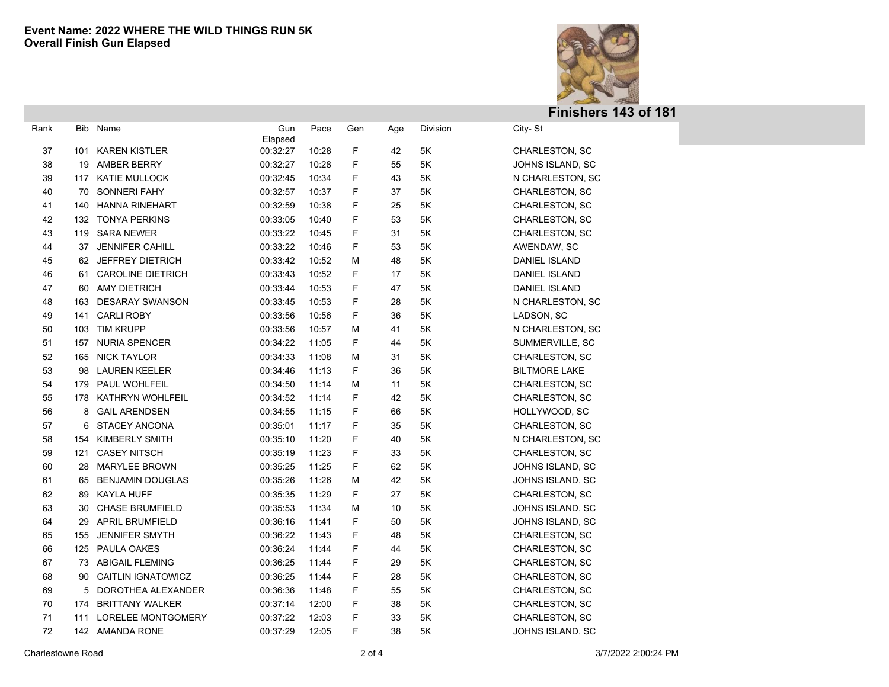**Event Name: 2022 WHERE THE WILD THINGS RUN 5K**
**Overall Finish Gun Elapsed**

**Finishers 143 of 181**

| Rank | Bib | Name | Gun Elapsed | Pace | Gen | Age | Division | City- St |
|---|---|---|---|---|---|---|---|---|
| 37 | 101 | KAREN KISTLER | 00:32:27 | 10:28 | F | 42 | 5K | CHARLESTON, SC |
| 38 | 19 | AMBER BERRY | 00:32:27 | 10:28 | F | 55 | 5K | JOHNS ISLAND, SC |
| 39 | 117 | KATIE MULLOCK | 00:32:45 | 10:34 | F | 43 | 5K | N CHARLESTON, SC |
| 40 | 70 | SONNERI FAHY | 00:32:57 | 10:37 | F | 37 | 5K | CHARLESTON, SC |
| 41 | 140 | HANNA RINEHART | 00:32:59 | 10:38 | F | 25 | 5K | CHARLESTON, SC |
| 42 | 132 | TONYA PERKINS | 00:33:05 | 10:40 | F | 53 | 5K | CHARLESTON, SC |
| 43 | 119 | SARA NEWER | 00:33:22 | 10:45 | F | 31 | 5K | CHARLESTON, SC |
| 44 | 37 | JENNIFER CAHILL | 00:33:22 | 10:46 | F | 53 | 5K | AWENDAW, SC |
| 45 | 62 | JEFFREY DIETRICH | 00:33:42 | 10:52 | M | 48 | 5K | DANIEL ISLAND |
| 46 | 61 | CAROLINE DIETRICH | 00:33:43 | 10:52 | F | 17 | 5K | DANIEL ISLAND |
| 47 | 60 | AMY DIETRICH | 00:33:44 | 10:53 | F | 47 | 5K | DANIEL ISLAND |
| 48 | 163 | DESARAY SWANSON | 00:33:45 | 10:53 | F | 28 | 5K | N CHARLESTON, SC |
| 49 | 141 | CARLI ROBY | 00:33:56 | 10:56 | F | 36 | 5K | LADSON, SC |
| 50 | 103 | TIM KRUPP | 00:33:56 | 10:57 | M | 41 | 5K | N CHARLESTON, SC |
| 51 | 157 | NURIA SPENCER | 00:34:22 | 11:05 | F | 44 | 5K | SUMMERVILLE, SC |
| 52 | 165 | NICK TAYLOR | 00:34:33 | 11:08 | M | 31 | 5K | CHARLESTON, SC |
| 53 | 98 | LAUREN KEELER | 00:34:46 | 11:13 | F | 36 | 5K | BILTMORE LAKE |
| 54 | 179 | PAUL WOHLFEIL | 00:34:50 | 11:14 | M | 11 | 5K | CHARLESTON, SC |
| 55 | 178 | KATHRYN WOHLFEIL | 00:34:52 | 11:14 | F | 42 | 5K | CHARLESTON, SC |
| 56 | 8 | GAIL ARENDSEN | 00:34:55 | 11:15 | F | 66 | 5K | HOLLYWOOD, SC |
| 57 | 6 | STACEY ANCONA | 00:35:01 | 11:17 | F | 35 | 5K | CHARLESTON, SC |
| 58 | 154 | KIMBERLY SMITH | 00:35:10 | 11:20 | F | 40 | 5K | N CHARLESTON, SC |
| 59 | 121 | CASEY NITSCH | 00:35:19 | 11:23 | F | 33 | 5K | CHARLESTON, SC |
| 60 | 28 | MARYLEE BROWN | 00:35:25 | 11:25 | F | 62 | 5K | JOHNS ISLAND, SC |
| 61 | 65 | BENJAMIN DOUGLAS | 00:35:26 | 11:26 | M | 42 | 5K | JOHNS ISLAND, SC |
| 62 | 89 | KAYLA HUFF | 00:35:35 | 11:29 | F | 27 | 5K | CHARLESTON, SC |
| 63 | 30 | CHASE BRUMFIELD | 00:35:53 | 11:34 | M | 10 | 5K | JOHNS ISLAND, SC |
| 64 | 29 | APRIL BRUMFIELD | 00:36:16 | 11:41 | F | 50 | 5K | JOHNS ISLAND, SC |
| 65 | 155 | JENNIFER SMYTH | 00:36:22 | 11:43 | F | 48 | 5K | CHARLESTON, SC |
| 66 | 125 | PAULA OAKES | 00:36:24 | 11:44 | F | 44 | 5K | CHARLESTON, SC |
| 67 | 73 | ABIGAIL FLEMING | 00:36:25 | 11:44 | F | 29 | 5K | CHARLESTON, SC |
| 68 | 90 | CAITLIN IGNATOWICZ | 00:36:25 | 11:44 | F | 28 | 5K | CHARLESTON, SC |
| 69 | 5 | DOROTHEA ALEXANDER | 00:36:36 | 11:48 | F | 55 | 5K | CHARLESTON, SC |
| 70 | 174 | BRITTANY WALKER | 00:37:14 | 12:00 | F | 38 | 5K | CHARLESTON, SC |
| 71 | 111 | LORELEE MONTGOMERY | 00:37:22 | 12:03 | F | 33 | 5K | CHARLESTON, SC |
| 72 | 142 | AMANDA RONE | 00:37:29 | 12:05 | F | 38 | 5K | JOHNS ISLAND, SC |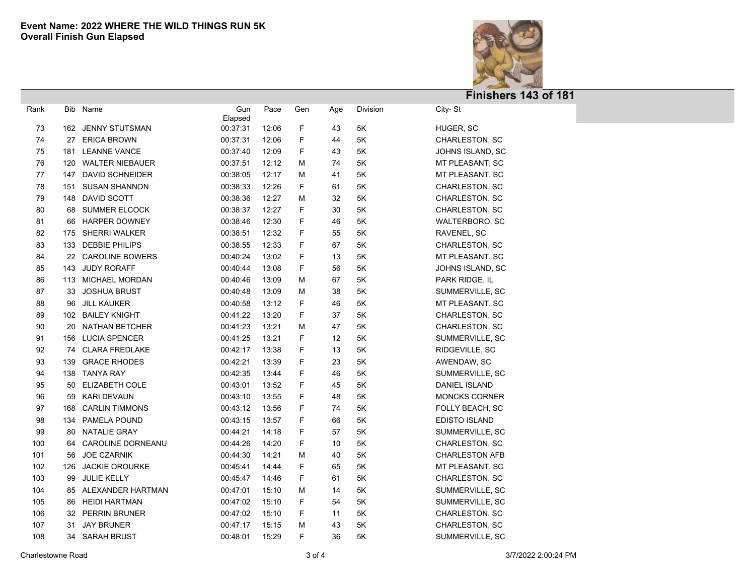**Event Name: 2022 WHERE THE WILD THINGS RUN 5K**
**Overall Finish Gun Elapsed**

## Finishers 143 of 181

| Rank | Bib | Name | Gun Elapsed | Pace | Gen | Age | Division | City- St |
|---|---|---|---|---|---|---|---|---|
| 73 | 162 | JENNY STUTSMAN | 00:37:31 | 12:06 | F | 43 | 5K | HUGER, SC |
| 74 | 27 | ERICA BROWN | 00:37:31 | 12:06 | F | 44 | 5K | CHARLESTON, SC |
| 75 | 181 | LEANNE VANCE | 00:37:40 | 12:09 | F | 43 | 5K | JOHNS ISLAND, SC |
| 76 | 120 | WALTER NIEBAUER | 00:37:51 | 12:12 | M | 74 | 5K | MT PLEASANT, SC |
| 77 | 147 | DAVID SCHNEIDER | 00:38:05 | 12:17 | M | 41 | 5K | MT PLEASANT, SC |
| 78 | 151 | SUSAN SHANNON | 00:38:33 | 12:26 | F | 61 | 5K | CHARLESTON, SC |
| 79 | 148 | DAVID SCOTT | 00:38:36 | 12:27 | M | 32 | 5K | CHARLESTON, SC |
| 80 | 68 | SUMMER ELCOCK | 00:38:37 | 12:27 | F | 30 | 5K | CHARLESTON, SC |
| 81 | 66 | HARPER DOWNEY | 00:38:46 | 12:30 | F | 46 | 5K | WALTERBORO, SC |
| 82 | 175 | SHERRI WALKER | 00:38:51 | 12:32 | F | 55 | 5K | RAVENEL, SC |
| 83 | 133 | DEBBIE PHILIPS | 00:38:55 | 12:33 | F | 67 | 5K | CHARLESTON, SC |
| 84 | 22 | CAROLINE BOWERS | 00:40:24 | 13:02 | F | 13 | 5K | MT PLEASANT, SC |
| 85 | 143 | JUDY RORAFF | 00:40:44 | 13:08 | F | 56 | 5K | JOHNS ISLAND, SC |
| 86 | 113 | MICHAEL MORDAN | 00:40:46 | 13:09 | M | 67 | 5K | PARK RIDGE, IL |
| 87 | 33 | JOSHUA BRUST | 00:40:48 | 13:09 | M | 38 | 5K | SUMMERVILLE, SC |
| 88 | 96 | JILL KAUKER | 00:40:58 | 13:12 | F | 46 | 5K | MT PLEASANT, SC |
| 89 | 102 | BAILEY KNIGHT | 00:41:22 | 13:20 | F | 37 | 5K | CHARLESTON, SC |
| 90 | 20 | NATHAN BETCHER | 00:41:23 | 13:21 | M | 47 | 5K | CHARLESTON, SC |
| 91 | 156 | LUCIA SPENCER | 00:41:25 | 13:21 | F | 12 | 5K | SUMMERVILLE, SC |
| 92 | 74 | CLARA FREDLAKE | 00:42:17 | 13:38 | F | 13 | 5K | RIDGEVILLE, SC |
| 93 | 139 | GRACE RHODES | 00:42:21 | 13:39 | F | 23 | 5K | AWENDAW, SC |
| 94 | 138 | TANYA RAY | 00:42:35 | 13:44 | F | 46 | 5K | SUMMERVILLE, SC |
| 95 | 50 | ELIZABETH COLE | 00:43:01 | 13:52 | F | 45 | 5K | DANIEL ISLAND |
| 96 | 59 | KARI DEVAUN | 00:43:10 | 13:55 | F | 48 | 5K | MONCKS CORNER |
| 97 | 168 | CARLIN TIMMONS | 00:43:12 | 13:56 | F | 74 | 5K | FOLLY BEACH, SC |
| 98 | 134 | PAMELA POUND | 00:43:15 | 13:57 | F | 66 | 5K | EDISTO ISLAND |
| 99 | 80 | NATALIE GRAY | 00:44:21 | 14:18 | F | 57 | 5K | SUMMERVILLE, SC |
| 100 | 64 | CAROLINE DORNEANU | 00:44:26 | 14:20 | F | 10 | 5K | CHARLESTON, SC |
| 101 | 56 | JOE CZARNIK | 00:44:30 | 14:21 | M | 40 | 5K | CHARLESTON AFB |
| 102 | 126 | JACKIE OROURKE | 00:45:41 | 14:44 | F | 65 | 5K | MT PLEASANT, SC |
| 103 | 99 | JULIE KELLY | 00:45:47 | 14:46 | F | 61 | 5K | CHARLESTON, SC |
| 104 | 85 | ALEXANDER HARTMAN | 00:47:01 | 15:10 | M | 14 | 5K | SUMMERVILLE, SC |
| 105 | 86 | HEIDI HARTMAN | 00:47:02 | 15:10 | F | 54 | 5K | SUMMERVILLE, SC |
| 106 | 32 | PERRIN BRUNER | 00:47:02 | 15:10 | F | 11 | 5K | CHARLESTON, SC |
| 107 | 31 | JAY BRUNER | 00:47:17 | 15:15 | M | 43 | 5K | CHARLESTON, SC |
| 108 | 34 | SARAH BRUST | 00:48:01 | 15:29 | F | 36 | 5K | SUMMERVILLE, SC |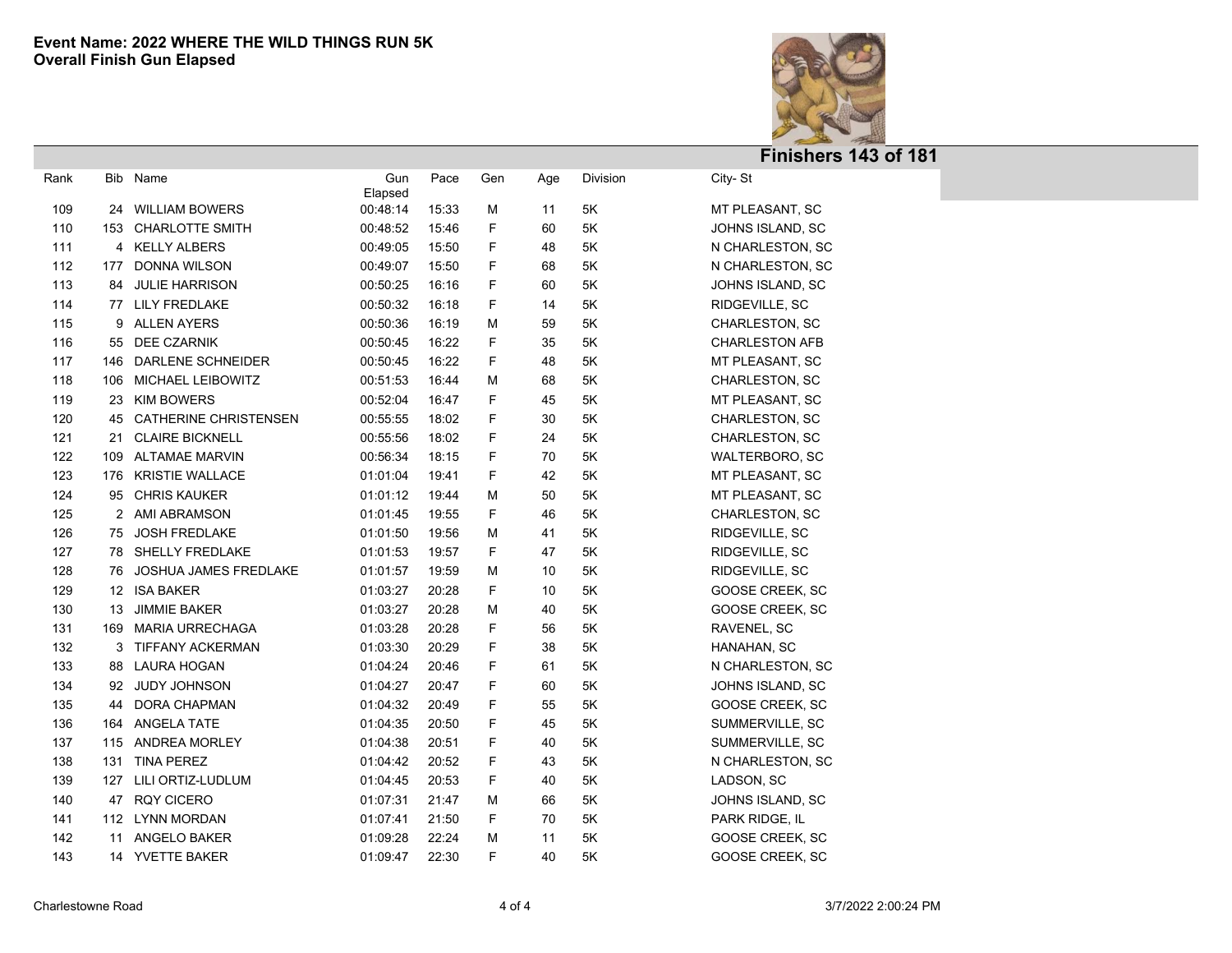**Event Name: 2022 WHERE THE WILD THINGS RUN 5K**
**Overall Finish Gun Elapsed**

**Finishers 143 of 181**

| Rank | Bib | Name | Gun Elapsed | Pace | Gen | Age | Division | City- St |
|---|---|---|---|---|---|---|---|---|
| 109 | 24 | WILLIAM BOWERS | 00:48:14 | 15:33 | M | 11 | 5K | MT PLEASANT, SC |
| 110 | 153 | CHARLOTTE SMITH | 00:48:52 | 15:46 | F | 60 | 5K | JOHNS ISLAND, SC |
| 111 | 4 | KELLY ALBERS | 00:49:05 | 15:50 | F | 48 | 5K | N CHARLESTON, SC |
| 112 | 177 | DONNA WILSON | 00:49:07 | 15:50 | F | 68 | 5K | N CHARLESTON, SC |
| 113 | 84 | JULIE HARRISON | 00:50:25 | 16:16 | F | 60 | 5K | JOHNS ISLAND, SC |
| 114 | 77 | LILY FREDLAKE | 00:50:32 | 16:18 | F | 14 | 5K | RIDGEVILLE, SC |
| 115 | 9 | ALLEN AYERS | 00:50:36 | 16:19 | M | 59 | 5K | CHARLESTON, SC |
| 116 | 55 | DEE CZARNIK | 00:50:45 | 16:22 | F | 35 | 5K | CHARLESTON AFB |
| 117 | 146 | DARLENE SCHNEIDER | 00:50:45 | 16:22 | F | 48 | 5K | MT PLEASANT, SC |
| 118 | 106 | MICHAEL LEIBOWITZ | 00:51:53 | 16:44 | M | 68 | 5K | CHARLESTON, SC |
| 119 | 23 | KIM BOWERS | 00:52:04 | 16:47 | F | 45 | 5K | MT PLEASANT, SC |
| 120 | 45 | CATHERINE CHRISTENSEN | 00:55:55 | 18:02 | F | 30 | 5K | CHARLESTON, SC |
| 121 | 21 | CLAIRE BICKNELL | 00:55:56 | 18:02 | F | 24 | 5K | CHARLESTON, SC |
| 122 | 109 | ALTAMAE MARVIN | 00:56:34 | 18:15 | F | 70 | 5K | WALTERBORO, SC |
| 123 | 176 | KRISTIE WALLACE | 01:01:04 | 19:41 | F | 42 | 5K | MT PLEASANT, SC |
| 124 | 95 | CHRIS KAUKER | 01:01:12 | 19:44 | M | 50 | 5K | MT PLEASANT, SC |
| 125 | 2 | AMI ABRAMSON | 01:01:45 | 19:55 | F | 46 | 5K | CHARLESTON, SC |
| 126 | 75 | JOSH FREDLAKE | 01:01:50 | 19:56 | M | 41 | 5K | RIDGEVILLE, SC |
| 127 | 78 | SHELLY FREDLAKE | 01:01:53 | 19:57 | F | 47 | 5K | RIDGEVILLE, SC |
| 128 | 76 | JOSHUA JAMES FREDLAKE | 01:01:57 | 19:59 | M | 10 | 5K | RIDGEVILLE, SC |
| 129 | 12 | ISA BAKER | 01:03:27 | 20:28 | F | 10 | 5K | GOOSE CREEK, SC |
| 130 | 13 | JIMMIE BAKER | 01:03:27 | 20:28 | M | 40 | 5K | GOOSE CREEK, SC |
| 131 | 169 | MARIA URRECHAGA | 01:03:28 | 20:28 | F | 56 | 5K | RAVENEL, SC |
| 132 | 3 | TIFFANY ACKERMAN | 01:03:30 | 20:29 | F | 38 | 5K | HANAHAN, SC |
| 133 | 88 | LAURA HOGAN | 01:04:24 | 20:46 | F | 61 | 5K | N CHARLESTON, SC |
| 134 | 92 | JUDY JOHNSON | 01:04:27 | 20:47 | F | 60 | 5K | JOHNS ISLAND, SC |
| 135 | 44 | DORA CHAPMAN | 01:04:32 | 20:49 | F | 55 | 5K | GOOSE CREEK, SC |
| 136 | 164 | ANGELA TATE | 01:04:35 | 20:50 | F | 45 | 5K | SUMMERVILLE, SC |
| 137 | 115 | ANDREA MORLEY | 01:04:38 | 20:51 | F | 40 | 5K | SUMMERVILLE, SC |
| 138 | 131 | TINA PEREZ | 01:04:42 | 20:52 | F | 43 | 5K | N CHARLESTON, SC |
| 139 | 127 | LILI ORTIZ-LUDLUM | 01:04:45 | 20:53 | F | 40 | 5K | LADSON, SC |
| 140 | 47 | RQY CICERO | 01:07:31 | 21:47 | M | 66 | 5K | JOHNS ISLAND, SC |
| 141 | 112 | LYNN MORDAN | 01:07:41 | 21:50 | F | 70 | 5K | PARK RIDGE, IL |
| 142 | 11 | ANGELO BAKER | 01:09:28 | 22:24 | M | 11 | 5K | GOOSE CREEK, SC |
| 143 | 14 | YVETTE BAKER | 01:09:47 | 22:30 | F | 40 | 5K | GOOSE CREEK, SC |